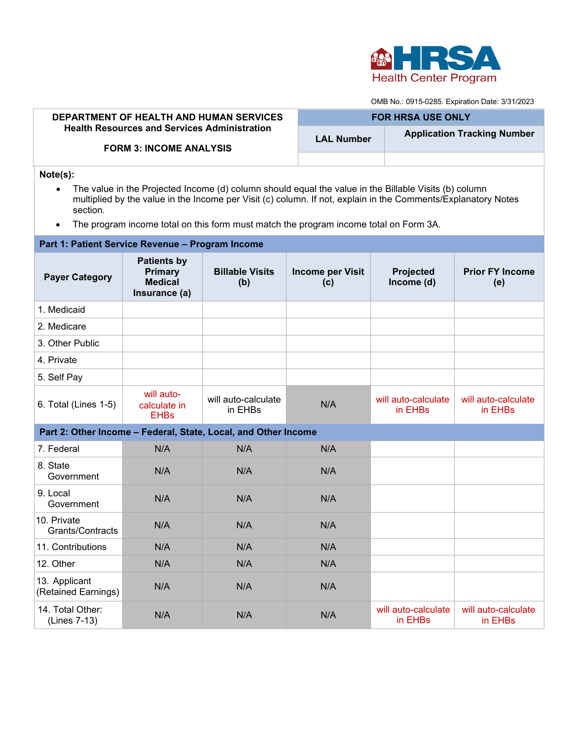HRSA Health Center Program

OMB No.: 0915-0285. Expiration Date: 3/31/2023

| DEPARTMENT OF HEALTH AND HUMAN SERVICES<br>Health Resources and Services Administration<br><br>FORM 3: INCOME ANALYSIS | FOR HRSA USE ONLY | |
|---|---|---|
| | LAL Number | Application Tracking Number |
| | | |

**Note(s):**

- The value in the Projected Income (d) column should equal the value in the Billable Visits (b) column multiplied by the value in the Income per Visit (c) column. If not, explain in the Comments/Explanatory Notes section.
- The program income total on this form must match the program income total on Form 3A.

| Payer Category | Patients by Primary Medical Insurance (a) | Billable Visits (b) | Income per Visit (c) | Projected Income (d) | Prior FY Income (e) |
|---|---|---|---|---|---|
| **Part 1: Patient Service Revenue – Program Income** | | | | | |
| 1. Medicaid | | | | | |
| 2. Medicare | | | | | |
| 3. Other Public | | | | | |
| 4. Private | | | | | |
| 5. Self Pay | | | | | |
| 6. Total (Lines 1-5) | will auto-calculate in EHBs | will auto-calculate in EHBs | N/A | will auto-calculate in EHBs | will auto-calculate in EHBs |
| **Part 2: Other Income – Federal, State, Local, and Other Income** | | | | | |
| 7. Federal | N/A | N/A | N/A | | |
| 8. State Government | N/A | N/A | N/A | | |
| 9. Local Government | N/A | N/A | N/A | | |
| 10. Private Grants/Contracts | N/A | N/A | N/A | | |
| 11. Contributions | N/A | N/A | N/A | | |
| 12. Other | N/A | N/A | N/A | | |
| 13. Applicant (Retained Earnings) | N/A | N/A | N/A | | |
| 14. Total Other: (Lines 7-13) | N/A | N/A | N/A | will auto-calculate in EHBs | will auto-calculate in EHBs |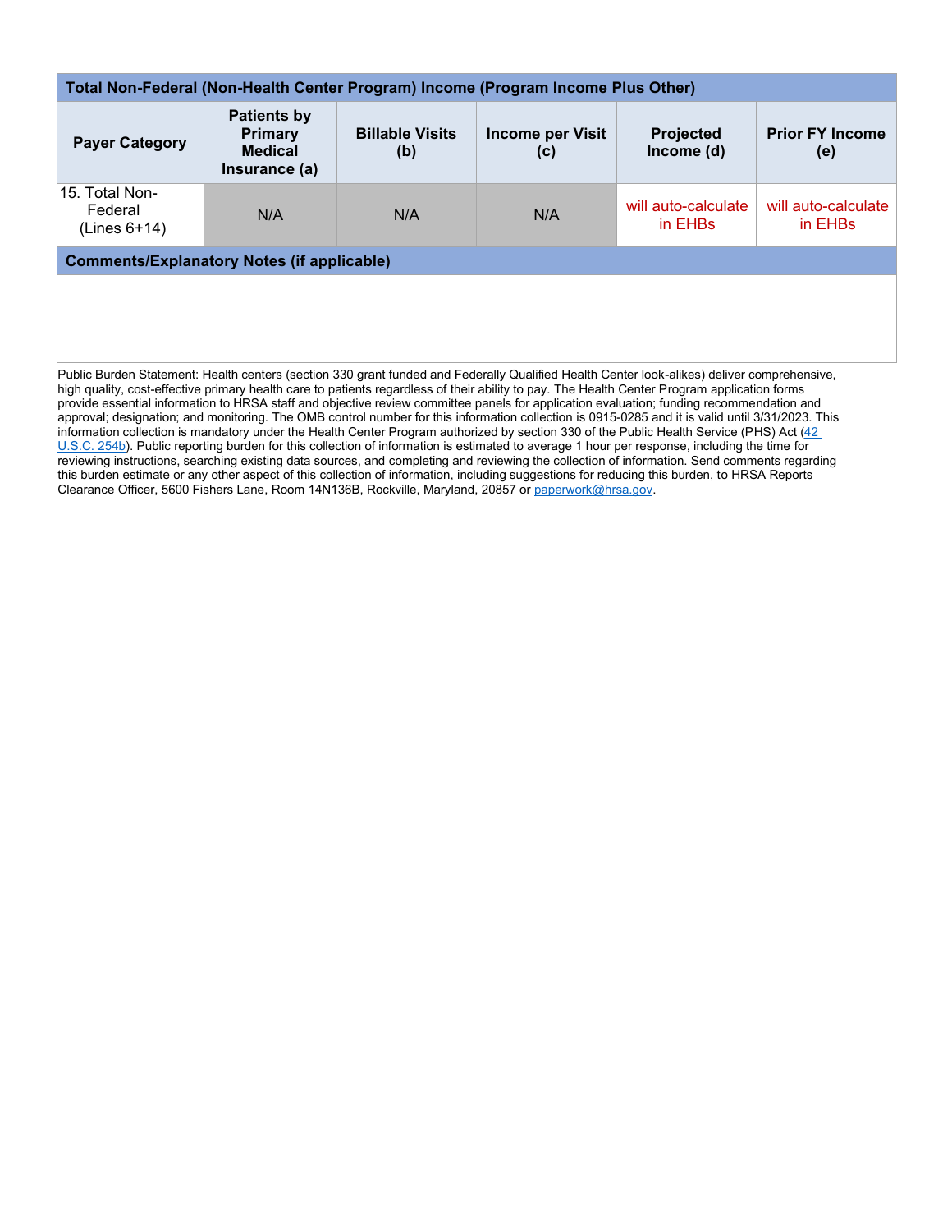| Total Non-Federal (Non-Health Center Program) Income (Program Income Plus Other) | | | | | |
|---|---|---|---|---|---|
| **Payer Category** | **Patients by Primary Medical Insurance (a)** | **Billable Visits (b)** | **Income per Visit (c)** | **Projected Income (d)** | **Prior FY Income (e)** |
| 15. Total Non-Federal (Lines 6+14) | N/A | N/A | N/A | will auto-calculate in EHBs | will auto-calculate in EHBs |

| Comments/Explanatory Notes (if applicable) |
|---|
| |

Public Burden Statement: Health centers (section 330 grant funded and Federally Qualified Health Center look-alikes) deliver comprehensive, high quality, cost-effective primary health care to patients regardless of their ability to pay. The Health Center Program application forms provide essential information to HRSA staff and objective review committee panels for application evaluation; funding recommendation and approval; designation; and monitoring. The OMB control number for this information collection is 0915-0285 and it is valid until 3/31/2023. This information collection is mandatory under the Health Center Program authorized by section 330 of the Public Health Service (PHS) Act (42 U.S.C. 254b). Public reporting burden for this collection of information is estimated to average 1 hour per response, including the time for reviewing instructions, searching existing data sources, and completing and reviewing the collection of information. Send comments regarding this burden estimate or any other aspect of this collection of information, including suggestions for reducing this burden, to HRSA Reports Clearance Officer, 5600 Fishers Lane, Room 14N136B, Rockville, Maryland, 20857 or paperwork@hrsa.gov.